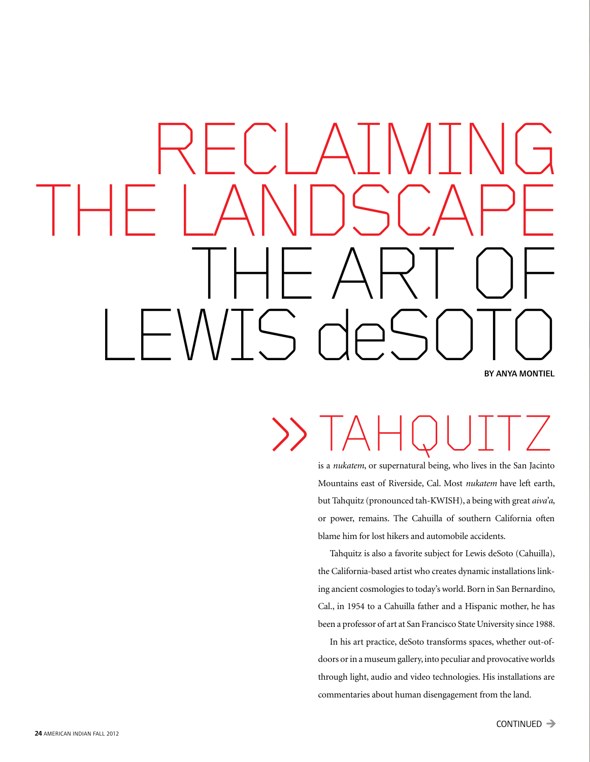# RECLAIMING THE LANDSCAPE THE ART OF LEWIS deSOTO

**BY ANYA MONTIEL**

## » TAHQUITZ

is a *nukatem*, or supernatural being, who lives in the San Jacinto Mountains east of Riverside, Cal. Most *nukatem* have left earth, but Tahquitz (pronounced tah-KWISH), a being with great *aiva'a*, or power, remains. The Cahuilla of southern California often blame him for lost hikers and automobile accidents.

Tahquitz is also a favorite subject for Lewis deSoto (Cahuilla), the California-based artist who creates dynamic installations linking ancient cosmologies to today's world. Born in San Bernardino, Cal., in 1954 to a Cahuilla father and a Hispanic mother, he has been a professor of art at San Francisco State University since 1988.

In his art practice, deSoto transforms spaces, whether out-of-doors or in a museum gallery, into peculiar and provocative worlds through light, audio and video technologies. His installations are commentaries about human disengagement from the land.

CONTINUED →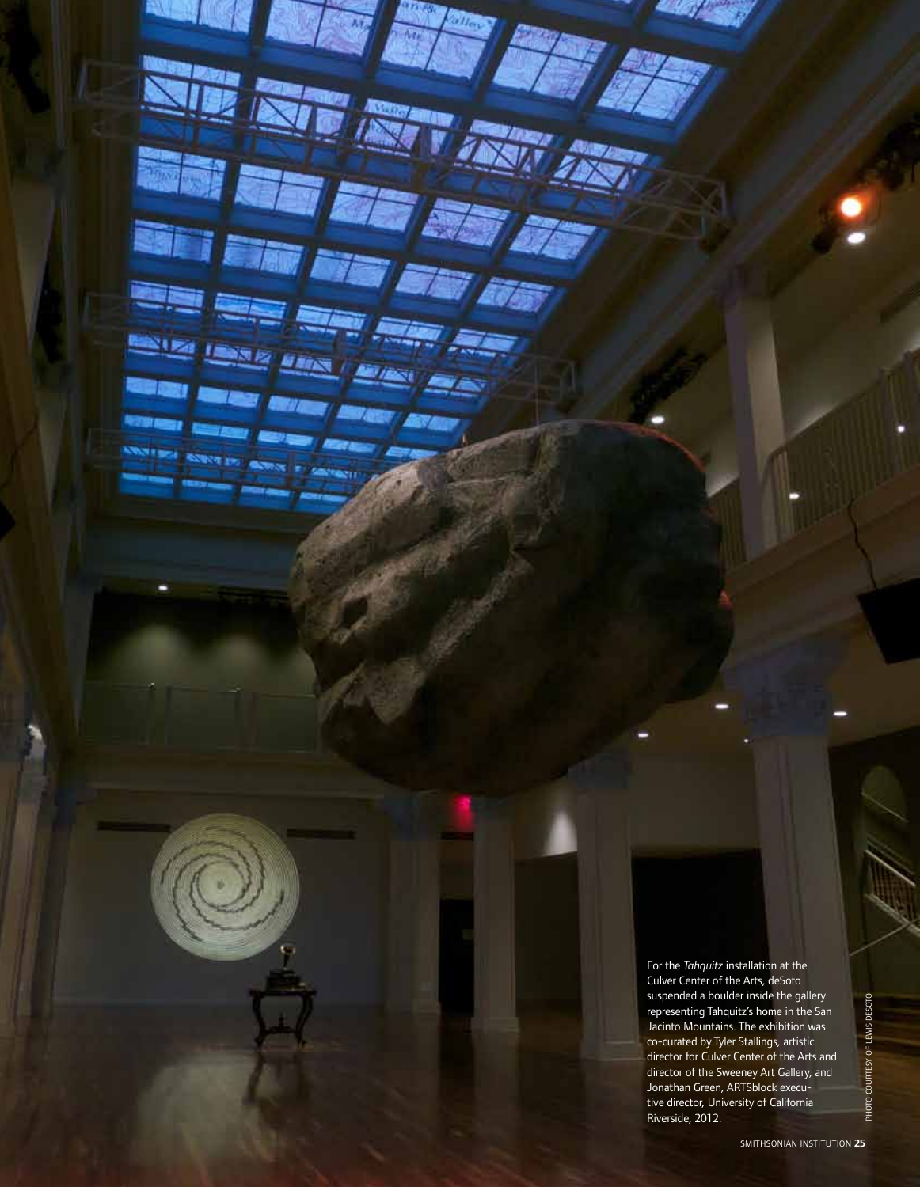For the *Tahquitz* installation at the Culver Center of the Arts, deSoto suspended a boulder inside the gallery representing Tahquitz's home in the San Jacinto Mountains. The exhibition was co-curated by Tyler Stallings, artistic director for Culver Center of the Arts and director of the Sweeney Art Gallery, and Jonathan Green, ARTSblock executive director, University of California Riverside, 2012.

PHOTO COURTESY OF LEWIS DESOTO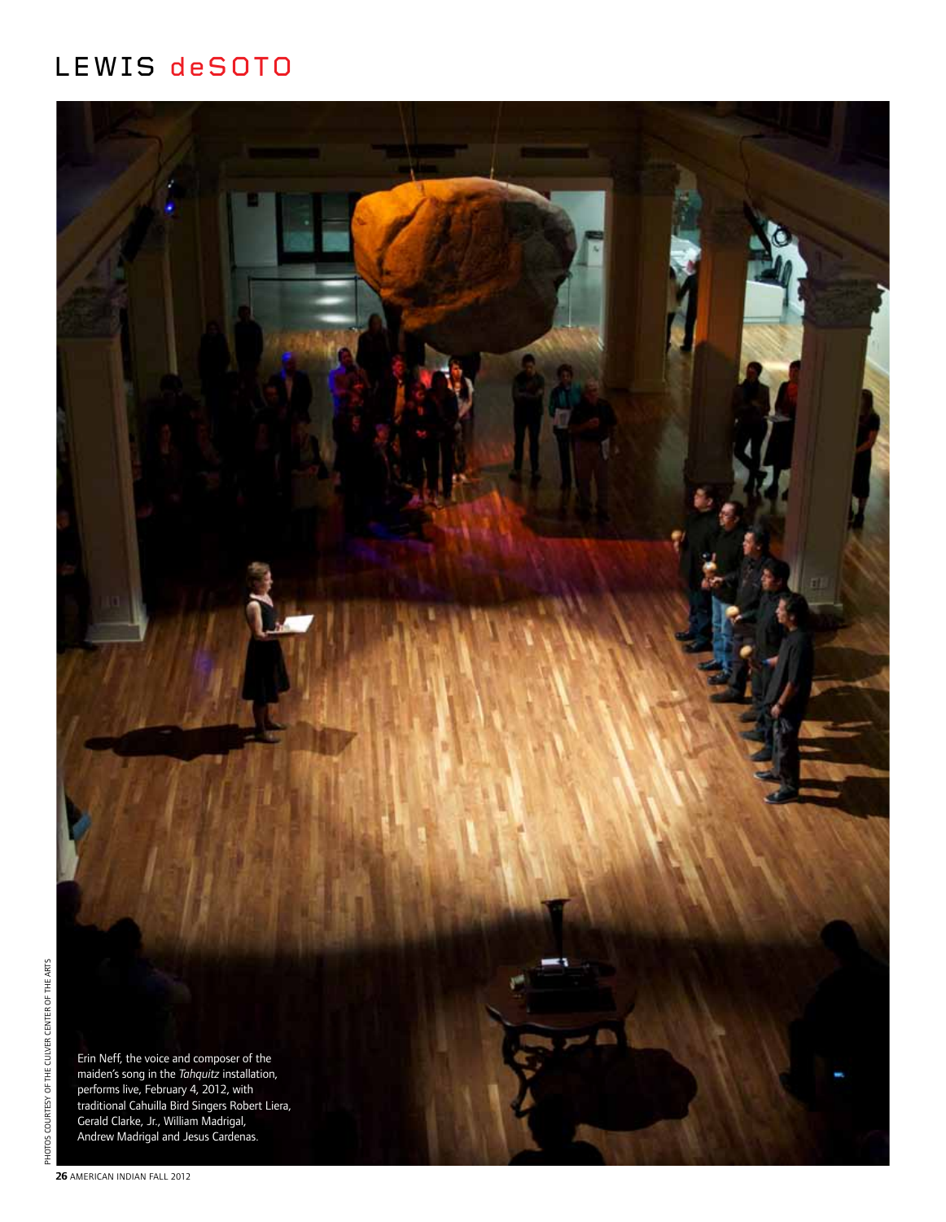# LEWIS deSOTO

Erin Neff, the voice and composer of the maiden's song in the *Tahquitz* installation, performs live, February 4, 2012, with traditional Cahuilla Bird Singers Robert Liera, Gerald Clarke, Jr., William Madrigal, Andrew Madrigal and Jesus Cardenas.

PHOTOS COURTESY OF THE CULVER CENTER OF THE ARTS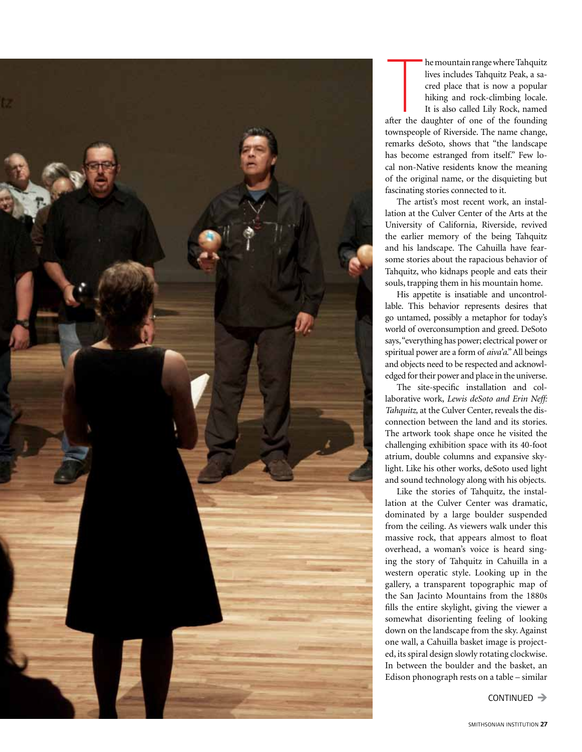The mountain range where Tahquitz lives includes Tahquitz Peak, a sacred place that is now a popular hiking and rock-climbing locale. It is also called Lily Rock, named after the daughter of one of the founding townspeople of Riverside. The name change, remarks deSoto, shows that "the landscape has become estranged from itself." Few local non-Native residents know the meaning of the original name, or the disquieting but fascinating stories connected to it.

The artist's most recent work, an installation at the Culver Center of the Arts at the University of California, Riverside, revived the earlier memory of the being Tahquitz and his landscape. The Cahuilla have fearsome stories about the rapacious behavior of Tahquitz, who kidnaps people and eats their souls, trapping them in his mountain home.

His appetite is insatiable and uncontrollable. This behavior represents desires that go untamed, possibly a metaphor for today's world of overconsumption and greed. DeSoto says, "everything has power; electrical power or spiritual power are a form of *aiva'a*." All beings and objects need to be respected and acknowledged for their power and place in the universe.

The site-specific installation and collaborative work, *Lewis deSoto and Erin Neff: Tahquitz,* at the Culver Center, reveals the disconnection between the land and its stories. The artwork took shape once he visited the challenging exhibition space with its 40-foot atrium, double columns and expansive skylight. Like his other works, deSoto used light and sound technology along with his objects.

Like the stories of Tahquitz, the installation at the Culver Center was dramatic, dominated by a large boulder suspended from the ceiling. As viewers walk under this massive rock, that appears almost to float overhead, a woman's voice is heard singing the story of Tahquitz in Cahuilla in a western operatic style. Looking up in the gallery, a transparent topographic map of the San Jacinto Mountains from the 1880s fills the entire skylight, giving the viewer a somewhat disorienting feeling of looking down on the landscape from the sky. Against one wall, a Cahuilla basket image is projected, its spiral design slowly rotating clockwise. In between the boulder and the basket, an Edison phonograph rests on a table – similar

CONTINUED →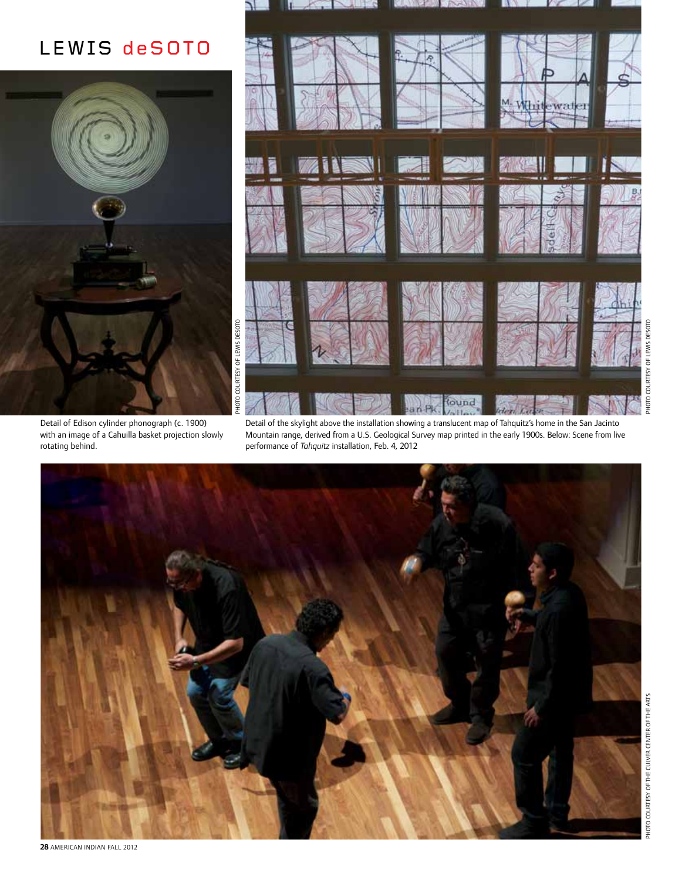# LEWIS deSOTO

Detail of Edison cylinder phonograph (c. 1900) with an image of a Cahuilla basket projection slowly rotating behind.

PHOTO COURTESY OF LEWIS DESOTO

Detail of the skylight above the installation showing a translucent map of Tahquitz's home in the San Jacinto Mountain range, derived from a U.S. Geological Survey map printed in the early 1900s. Below: Scene from live performance of *Tahquitz* installation, Feb. 4, 2012

PHOTO COURTESY OF LEWIS DESOTO

PHOTO COURTESY OF THE CULVER CENTER OF THE ARTS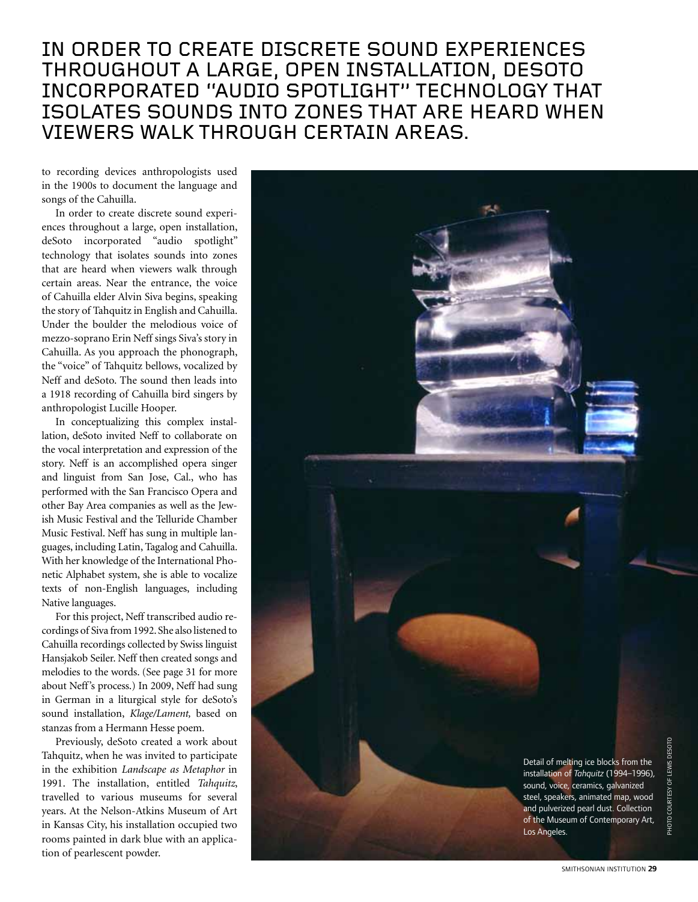## IN ORDER TO CREATE DISCRETE SOUND EXPERIENCES THROUGHOUT A LARGE, OPEN INSTALLATION, DESOTO INCORPORATED "AUDIO SPOTLIGHT" TECHNOLOGY THAT ISOLATES SOUNDS INTO ZONES THAT ARE HEARD WHEN VIEWERS WALK THROUGH CERTAIN AREAS.

to recording devices anthropologists used in the 1900s to document the language and songs of the Cahuilla.

In order to create discrete sound experiences throughout a large, open installation, deSoto incorporated "audio spotlight" technology that isolates sounds into zones that are heard when viewers walk through certain areas. Near the entrance, the voice of Cahuilla elder Alvin Siva begins, speaking the story of Tahquitz in English and Cahuilla. Under the boulder the melodious voice of mezzo-soprano Erin Neff sings Siva's story in Cahuilla. As you approach the phonograph, the "voice" of Tahquitz bellows, vocalized by Neff and deSoto. The sound then leads into a 1918 recording of Cahuilla bird singers by anthropologist Lucille Hooper.

In conceptualizing this complex installation, deSoto invited Neff to collaborate on the vocal interpretation and expression of the story. Neff is an accomplished opera singer and linguist from San Jose, Cal., who has performed with the San Francisco Opera and other Bay Area companies as well as the Jewish Music Festival and the Telluride Chamber Music Festival. Neff has sung in multiple languages, including Latin, Tagalog and Cahuilla. With her knowledge of the International Phonetic Alphabet system, she is able to vocalize texts of non-English languages, including Native languages.

For this project, Neff transcribed audio recordings of Siva from 1992. She also listened to Cahuilla recordings collected by Swiss linguist Hansjakob Seiler. Neff then created songs and melodies to the words. (See page 31 for more about Neff's process.) In 2009, Neff had sung in German in a liturgical style for deSoto's sound installation, *Klage/Lament*, based on stanzas from a Hermann Hesse poem.

Previously, deSoto created a work about Tahquitz, when he was invited to participate in the exhibition *Landscape as Metaphor* in 1991. The installation, entitled *Tahquitz*, travelled to various museums for several years. At the Nelson-Atkins Museum of Art in Kansas City, his installation occupied two rooms painted in dark blue with an application of pearlescent powder.

Detail of melting ice blocks from the installation of *Tahquitz* (1994–1996), sound, voice, ceramics, galvanized steel, speakers, animated map, wood and pulverized pearl dust. Collection of the Museum of Contemporary Art, Los Angeles.

PHOTO COURTESY OF LEWIS DESOTO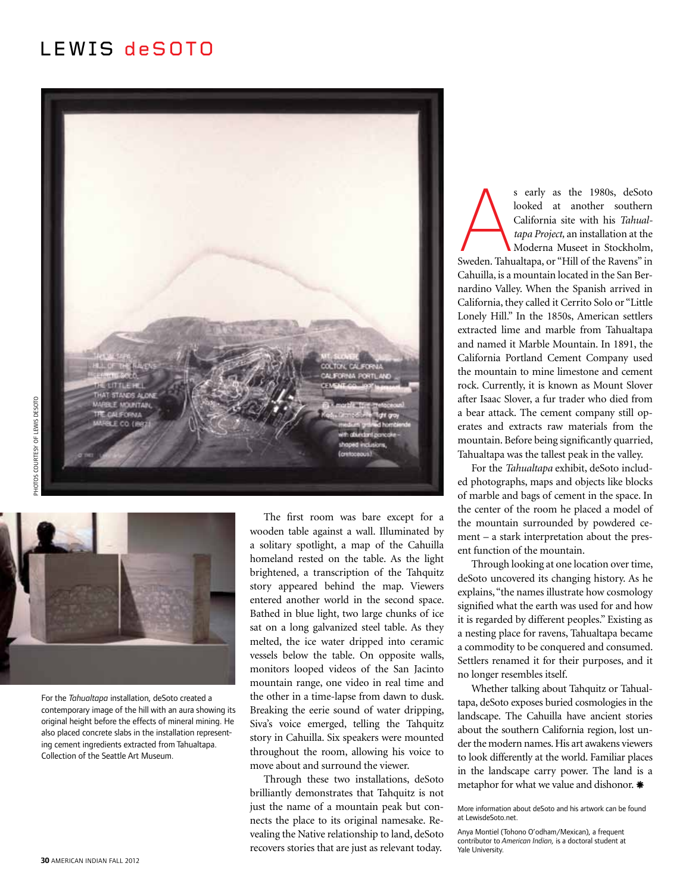For the *Tahualtapa* installation, deSoto created a contemporary image of the hill with an aura showing its original height before the effects of mineral mining. He also placed concrete slabs in the installation representing cement ingredients extracted from Tahualtapa. Collection of the Seattle Art Museum.

The first room was bare except for a wooden table against a wall. Illuminated by a solitary spotlight, a map of the Cahuilla homeland rested on the table. As the light brightened, a transcription of the Tahquitz story appeared behind the map. Viewers entered another world in the second space. Bathed in blue light, two large chunks of ice sat on a long galvanized steel table. As they melted, the ice water dripped into ceramic vessels below the table. On opposite walls, monitors looped videos of the San Jacinto mountain range, one video in real time and the other in a time-lapse from dawn to dusk. Breaking the eerie sound of water dripping, Siva's voice emerged, telling the Tahquitz story in Cahuilla. Six speakers were mounted throughout the room, allowing his voice to move about and surround the viewer.

Through these two installations, deSoto brilliantly demonstrates that Tahquitz is not just the name of a mountain peak but connects the place to its original namesake. Revealing the Native relationship to land, deSoto recovers stories that are just as relevant today.

As early as the 1980s, deSoto looked at another southern California site with his *Tahualtapa Project,* an installation at the Moderna Museet in Stockholm, Sweden. Tahualtapa, or "Hill of the Ravens" in Cahuilla, is a mountain located in the San Bernardino Valley. When the Spanish arrived in California, they called it Cerrito Solo or "Little Lonely Hill." In the 1850s, American settlers extracted lime and marble from Tahualtapa and named it Marble Mountain. In 1891, the California Portland Cement Company used the mountain to mine limestone and cement rock. Currently, it is known as Mount Slover after Isaac Slover, a fur trader who died from a bear attack. The cement company still operates and extracts raw materials from the mountain. Before being significantly quarried, Tahualtapa was the tallest peak in the valley.

For the *Tahualtapa* exhibit, deSoto included photographs, maps and objects like blocks of marble and bags of cement in the space. In the center of the room he placed a model of the mountain surrounded by powdered cement – a stark interpretation about the present function of the mountain.

Through looking at one location over time, deSoto uncovered its changing history. As he explains, "the names illustrate how cosmology signified what the earth was used for and how it is regarded by different peoples." Existing as a nesting place for ravens, Tahualtapa became a commodity to be conquered and consumed. Settlers renamed it for their purposes, and it no longer resembles itself.

Whether talking about Tahquitz or Tahualtapa, deSoto exposes buried cosmologies in the landscape. The Cahuilla have ancient stories about the southern California region, lost under the modern names. His art awakens viewers to look differently at the world. Familiar places in the landscape carry power. The land is a metaphor for what we value and dishonor. ✱

More information about deSoto and his artwork can be found at LewisdeSoto.net.

Anya Montiel (Tohono O'odham/Mexican), a frequent contributor to *American Indian,* is a doctoral student at Yale University.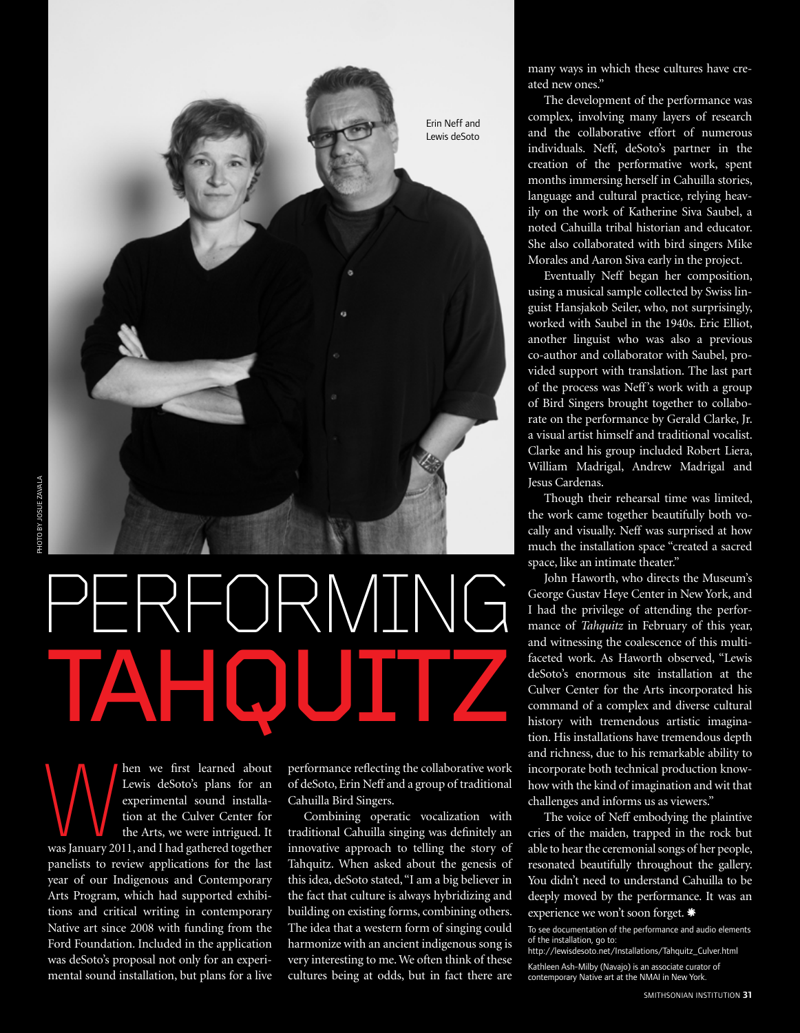Erin Neff and Lewis deSoto

PHOTO BY JOSUE ZAVALA

# PERFORMING TAHQUITZ

When we first learned about Lewis deSoto's plans for an experimental sound installation at the Culver Center for the Arts, we were intrigued. It was January 2011, and I had gathered together panelists to review applications for the last year of our Indigenous and Contemporary Arts Program, which had supported exhibitions and critical writing in contemporary Native art since 2008 with funding from the Ford Foundation. Included in the application was deSoto's proposal not only for an experimental sound installation, but plans for a live performance reflecting the collaborative work of deSoto, Erin Neff and a group of traditional Cahuilla Bird Singers.

Combining operatic vocalization with traditional Cahuilla singing was definitely an innovative approach to telling the story of Tahquitz. When asked about the genesis of this idea, deSoto stated, "I am a big believer in the fact that culture is always hybridizing and building on existing forms, combining others. The idea that a western form of singing could harmonize with an ancient indigenous song is very interesting to me. We often think of these cultures being at odds, but in fact there are many ways in which these cultures have created new ones."

The development of the performance was complex, involving many layers of research and the collaborative effort of numerous individuals. Neff, deSoto's partner in the creation of the performative work, spent months immersing herself in Cahuilla stories, language and cultural practice, relying heavily on the work of Katherine Siva Saubel, a noted Cahuilla tribal historian and educator. She also collaborated with bird singers Mike Morales and Aaron Siva early in the project.

Eventually Neff began her composition, using a musical sample collected by Swiss linguist Hansjakob Seiler, who, not surprisingly, worked with Saubel in the 1940s. Eric Elliot, another linguist who was also a previous co-author and collaborator with Saubel, provided support with translation. The last part of the process was Neff's work with a group of Bird Singers brought together to collaborate on the performance by Gerald Clarke, Jr. a visual artist himself and traditional vocalist. Clarke and his group included Robert Liera, William Madrigal, Andrew Madrigal and Jesus Cardenas.

Though their rehearsal time was limited, the work came together beautifully both vocally and visually. Neff was surprised at how much the installation space "created a sacred space, like an intimate theater."

John Haworth, who directs the Museum's George Gustav Heye Center in New York, and I had the privilege of attending the performance of *Tahquitz* in February of this year, and witnessing the coalescence of this multifaceted work. As Haworth observed, "Lewis deSoto's enormous site installation at the Culver Center for the Arts incorporated his command of a complex and diverse cultural history with tremendous artistic imagination. His installations have tremendous depth and richness, due to his remarkable ability to incorporate both technical production know-how with the kind of imagination and wit that challenges and informs us as viewers."

The voice of Neff embodying the plaintive cries of the maiden, trapped in the rock but able to hear the ceremonial songs of her people, resonated beautifully throughout the gallery. You didn't need to understand Cahuilla to be deeply moved by the performance. It was an experience we won't soon forget. ❋

To see documentation of the performance and audio elements of the installation, go to:
http://lewisdesoto.net/Installations/Tahquitz_Culver.html

Kathleen Ash-Milby (Navajo) is an associate curator of contemporary Native art at the NMAI in New York.